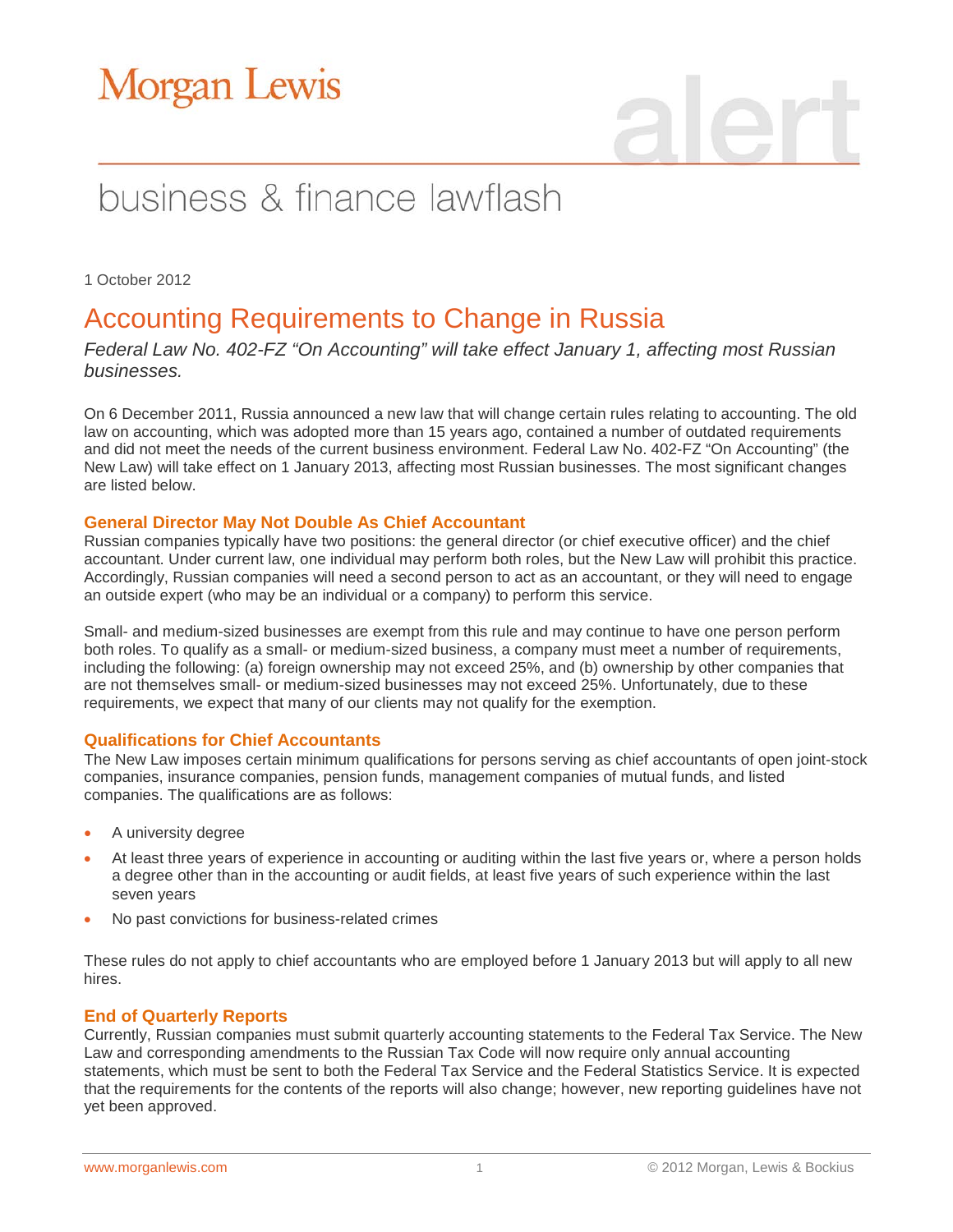Morgan Lewis

alert

business & finance lawflash

1 October 2012

# Accounting Requirements to Change in Russia

*Federal Law No. 402-FZ "On Accounting" will take effect January 1, affecting most Russian businesses.*

On 6 December 2011, Russia announced a new law that will change certain rules relating to accounting. The old law on accounting, which was adopted more than 15 years ago, contained a number of outdated requirements and did not meet the needs of the current business environment. Federal Law No. 402-FZ "On Accounting" (the New Law) will take effect on 1 January 2013, affecting most Russian businesses. The most significant changes are listed below.

### General Director May Not Double As Chief Accountant

Russian companies typically have two positions: the general director (or chief executive officer) and the chief accountant. Under current law, one individual may perform both roles, but the New Law will prohibit this practice. Accordingly, Russian companies will need a second person to act as an accountant, or they will need to engage an outside expert (who may be an individual or a company) to perform this service.

Small- and medium-sized businesses are exempt from this rule and may continue to have one person perform both roles. To qualify as a small- or medium-sized business, a company must meet a number of requirements, including the following: (a) foreign ownership may not exceed 25%, and (b) ownership by other companies that are not themselves small- or medium-sized businesses may not exceed 25%. Unfortunately, due to these requirements, we expect that many of our clients may not qualify for the exemption.

### Qualifications for Chief Accountants

The New Law imposes certain minimum qualifications for persons serving as chief accountants of open joint-stock companies, insurance companies, pension funds, management companies of mutual funds, and listed companies. The qualifications are as follows:

- A university degree
- At least three years of experience in accounting or auditing within the last five years or, where a person holds a degree other than in the accounting or audit fields, at least five years of such experience within the last seven years
- No past convictions for business-related crimes

These rules do not apply to chief accountants who are employed before 1 January 2013 but will apply to all new hires.

### End of Quarterly Reports

Currently, Russian companies must submit quarterly accounting statements to the Federal Tax Service. The New Law and corresponding amendments to the Russian Tax Code will now require only annual accounting statements, which must be sent to both the Federal Tax Service and the Federal Statistics Service. It is expected that the requirements for the contents of the reports will also change; however, new reporting guidelines have not yet been approved.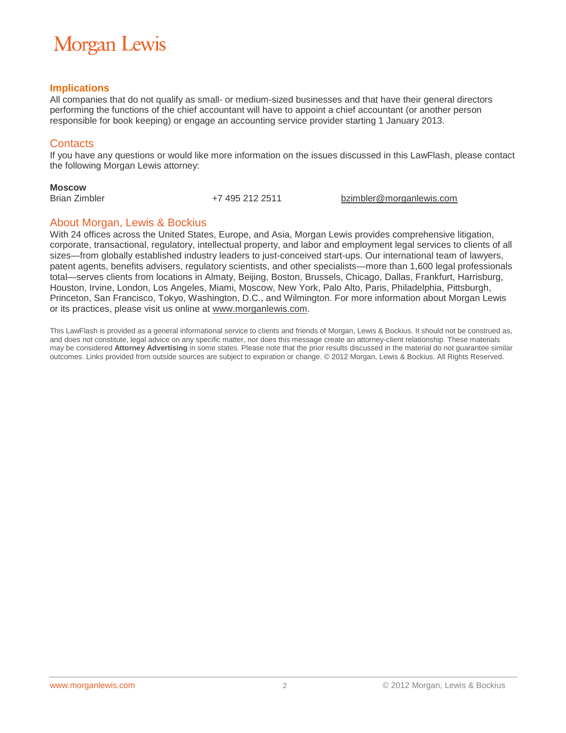## Implications

All companies that do not qualify as small- or medium-sized businesses and that have their general directors performing the functions of the chief accountant will have to appoint a chief accountant (or another person responsible for book keeping) or engage an accounting service provider starting 1 January 2013.

## Contacts

If you have any questions or would like more information on the issues discussed in this LawFlash, please contact the following Morgan Lewis attorney:

**Moscow**

| | | |
|---|---|---|
| Brian Zimbler | +7 495 212 2511 | bzimbler@morganlewis.com |

## About Morgan, Lewis & Bockius

With 24 offices across the United States, Europe, and Asia, Morgan Lewis provides comprehensive litigation, corporate, transactional, regulatory, intellectual property, and labor and employment legal services to clients of all sizes—from globally established industry leaders to just-conceived start-ups. Our international team of lawyers, patent agents, benefits advisers, regulatory scientists, and other specialists—more than 1,600 legal professionals total—serves clients from locations in Almaty, Beijing, Boston, Brussels, Chicago, Dallas, Frankfurt, Harrisburg, Houston, Irvine, London, Los Angeles, Miami, Moscow, New York, Palo Alto, Paris, Philadelphia, Pittsburgh, Princeton, San Francisco, Tokyo, Washington, D.C., and Wilmington. For more information about Morgan Lewis or its practices, please visit us online at www.morganlewis.com.

This LawFlash is provided as a general informational service to clients and friends of Morgan, Lewis & Bockius. It should not be construed as, and does not constitute, legal advice on any specific matter, nor does this message create an attorney-client relationship. These materials may be considered **Attorney Advertising** in some states. Please note that the prior results discussed in the material do not guarantee similar outcomes. Links provided from outside sources are subject to expiration or change. © 2012 Morgan, Lewis & Bockius. All Rights Reserved.